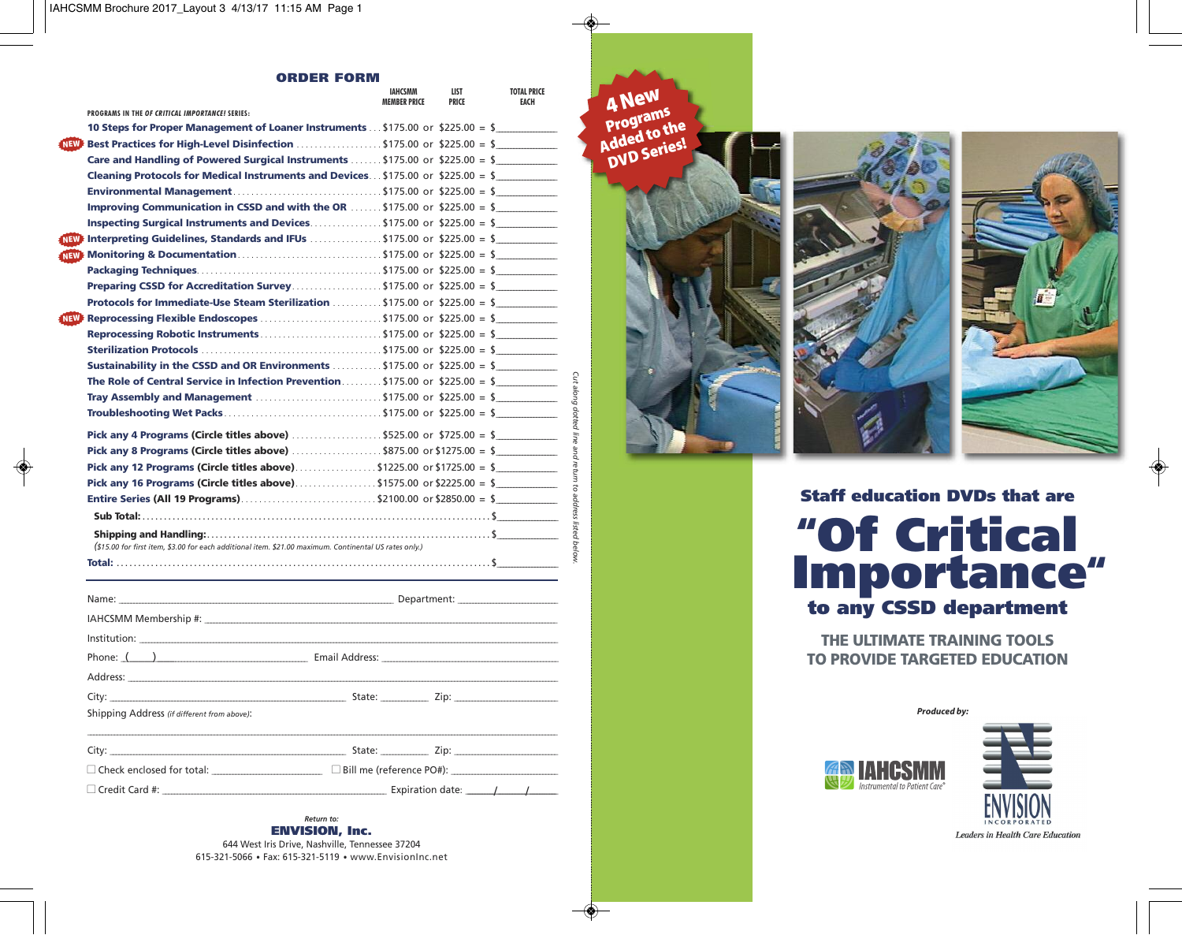## ORDER FORM

| PROGRAMS IN THE *OF CRITICAL IMPORTANCE!* SERIES: | IAHCSMM MEMBER PRICE | | LIST PRICE | | TOTAL PRICE EACH |
|---|---|---|---|---|---|
| 10 Steps for Proper Management of Loaner Instruments | $175.00 | or | $225.00 | = | $____________ |
| NEW Best Practices for High-Level Disinfection | $175.00 | or | $225.00 | = | $____________ |
| Care and Handling of Powered Surgical Instruments | $175.00 | or | $225.00 | = | $____________ |
| Cleaning Protocols for Medical Instruments and Devices | $175.00 | or | $225.00 | = | $____________ |
| Environmental Management | $175.00 | or | $225.00 | = | $____________ |
| Improving Communication in CSSD and with the OR | $175.00 | or | $225.00 | = | $____________ |
| Inspecting Surgical Instruments and Devices | $175.00 | or | $225.00 | = | $____________ |
| NEW Interpreting Guidelines, Standards and IFUs | $175.00 | or | $225.00 | = | $____________ |
| NEW Monitoring & Documentation | $175.00 | or | $225.00 | = | $____________ |
| Packaging Techniques | $175.00 | or | $225.00 | = | $____________ |
| Preparing CSSD for Accreditation Survey | $175.00 | or | $225.00 | = | $____________ |
| Protocols for Immediate-Use Steam Sterilization | $175.00 | or | $225.00 | = | $____________ |
| NEW Reprocessing Flexible Endoscopes | $175.00 | or | $225.00 | = | $____________ |
| Reprocessing Robotic Instruments | $175.00 | or | $225.00 | = | $____________ |
| Sterilization Protocols | $175.00 | or | $225.00 | = | $____________ |
| Sustainability in the CSSD and OR Environments | $175.00 | or | $225.00 | = | $____________ |
| The Role of Central Service in Infection Prevention | $175.00 | or | $225.00 | = | $____________ |
| Tray Assembly and Management | $175.00 | or | $225.00 | = | $____________ |
| Troubleshooting Wet Packs | $175.00 | or | $225.00 | = | $____________ |
| Pick any 4 Programs (Circle titles above) | $525.00 | or | $725.00 | = | $____________ |
| Pick any 8 Programs (Circle titles above) | $875.00 | or | $1275.00 | = | $____________ |
| Pick any 12 Programs (Circle titles above) | $1225.00 | or | $1725.00 | = | $____________ |
| Pick any 16 Programs (Circle titles above) | $1575.00 | or | $2225.00 | = | $____________ |
| Entire Series (All 19 Programs) | $2100.00 | or | $2850.00 | = | $____________ |

**Sub Total:** $____________

**Shipping and Handling:** $____________

*($15.00 for first item, $3.00 for each additional item. $21.00 maximum. Continental US rates only.)*

**Total:** $____________

Name: ______________________ Department: ______________________

IAHCSMM Membership #: ______________________

Institution: ______________________

Phone: (____) ______________________ Email Address: ______________________

Address: ______________________

City: ______________________ State: __________ Zip: ______________________

Shipping Address *(if different from above)*:

______________________

City: ______________________ State: __________ Zip: ______________________

☐ Check enclosed for total: ______________________ ☐ Bill me (reference PO#): ______________________

☐ Credit Card #: ______________________ Expiration date: ______/______/______

*Return to:*

**ENVISION, Inc.**

644 West Iris Drive, Nashville, Tennessee 37204

615-321-5066 • Fax: 615-321-5119 • www.EnvisionInc.net

*Cut along dotted line and return to address listed below.*

**4 New Programs Added to the DVD Series!**

### Staff education DVDs that are

# "Of Critical Importance"

### to any CSSD department

**THE ULTIMATE TRAINING TOOLS TO PROVIDE TARGETED EDUCATION**

*Produced by:*

IAHCSMM *Instrumental to Patient Care®*

ENVISION INCORPORATED *Leaders in Health Care Education*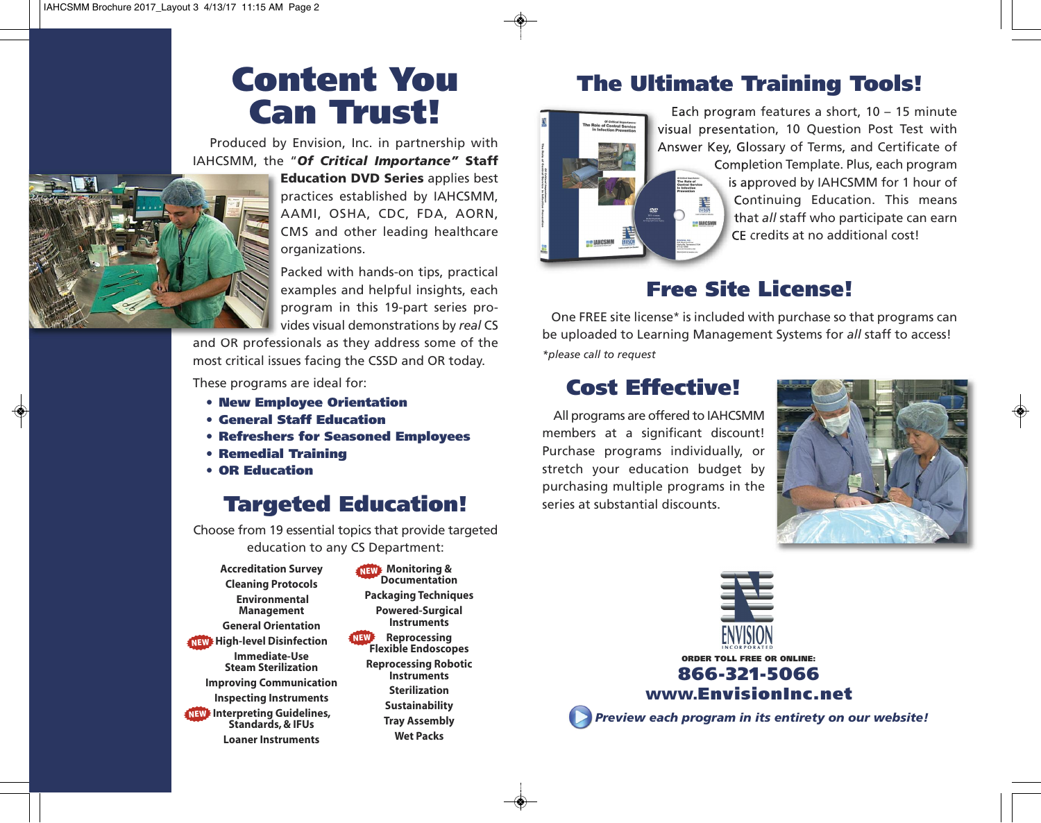# Content You Can Trust!

Produced by Envision, Inc. in partnership with IAHCSMM, the "***Of Critical Importance*" Staff Education DVD Series** applies best practices established by IAHCSMM, AAMI, OSHA, CDC, FDA, AORN, CMS and other leading healthcare organizations.

Packed with hands-on tips, practical examples and helpful insights, each program in this 19-part series provides visual demonstrations by *real* CS and OR professionals as they address some of the most critical issues facing the CSSD and OR today.

These programs are ideal for:

- **New Employee Orientation**
- **General Staff Education**
- **Refreshers for Seasoned Employees**
- **Remedial Training**
- **OR Education**

## Targeted Education!

Choose from 19 essential topics that provide targeted education to any CS Department:

**Accreditation Survey**
**Cleaning Protocols**
**Environmental Management**
**General Orientation**
NEW **High-level Disinfection**
**Immediate-Use Steam Sterilization**
**Improving Communication**
**Inspecting Instruments**
NEW **Interpreting Guidelines, Standards, & IFUs**
**Loaner Instruments**
NEW **Monitoring & Documentation**
**Packaging Techniques**
**Powered-Surgical Instruments**
NEW **Reprocessing Flexible Endoscopes**
**Reprocessing Robotic Instruments**
**Sterilization**
**Sustainability**
**Tray Assembly**
**Wet Packs**

## The Ultimate Training Tools!

Each program features a short, 10 – 15 minute visual presentation, 10 Question Post Test with Answer Key, Glossary of Terms, and Certificate of Completion Template. Plus, each program is approved by IAHCSMM for 1 hour of Continuing Education. This means that *all* staff who participate can earn CE credits at no additional cost!

## Free Site License!

One FREE site license* is included with purchase so that programs can be uploaded to Learning Management Systems for *all* staff to access!

**please call to request*

## Cost Effective!

All programs are offered to IAHCSMM members at a significant discount! Purchase programs individually, or stretch your education budget by purchasing multiple programs in the series at substantial discounts.

ENVISION INCORPORATED

**ORDER TOLL FREE OR ONLINE:**

**866-321-5066**

**www.EnvisionInc.net**

***Preview each program in its entirety on our website!***